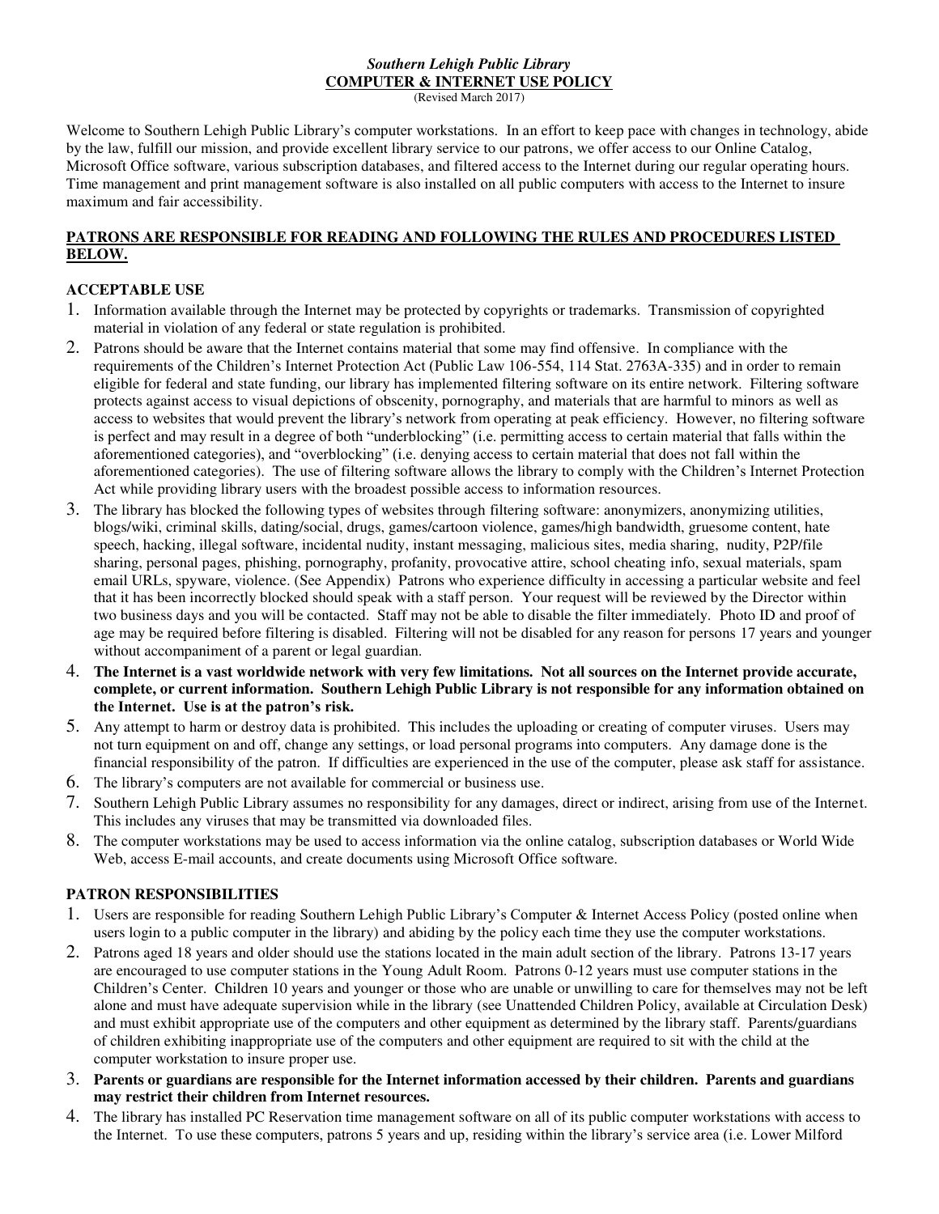***Southern Lehigh Public Library***
**COMPUTER & INTERNET USE POLICY**
(Revised March 2017)

Welcome to Southern Lehigh Public Library's computer workstations. In an effort to keep pace with changes in technology, abide by the law, fulfill our mission, and provide excellent library service to our patrons, we offer access to our Online Catalog, Microsoft Office software, various subscription databases, and filtered access to the Internet during our regular operating hours. Time management and print management software is also installed on all public computers with access to the Internet to insure maximum and fair accessibility.

**PATRONS ARE RESPONSIBLE FOR READING AND FOLLOWING THE RULES AND PROCEDURES LISTED BELOW.**

**ACCEPTABLE USE**

1. Information available through the Internet may be protected by copyrights or trademarks. Transmission of copyrighted material in violation of any federal or state regulation is prohibited.
2. Patrons should be aware that the Internet contains material that some may find offensive. In compliance with the requirements of the Children's Internet Protection Act (Public Law 106-554, 114 Stat. 2763A-335) and in order to remain eligible for federal and state funding, our library has implemented filtering software on its entire network. Filtering software protects against access to visual depictions of obscenity, pornography, and materials that are harmful to minors as well as access to websites that would prevent the library's network from operating at peak efficiency. However, no filtering software is perfect and may result in a degree of both "underblocking" (i.e. permitting access to certain material that falls within the aforementioned categories), and "overblocking" (i.e. denying access to certain material that does not fall within the aforementioned categories). The use of filtering software allows the library to comply with the Children's Internet Protection Act while providing library users with the broadest possible access to information resources.
3. The library has blocked the following types of websites through filtering software: anonymizers, anonymizing utilities, blogs/wiki, criminal skills, dating/social, drugs, games/cartoon violence, games/high bandwidth, gruesome content, hate speech, hacking, illegal software, incidental nudity, instant messaging, malicious sites, media sharing, nudity, P2P/file sharing, personal pages, phishing, pornography, profanity, provocative attire, school cheating info, sexual materials, spam email URLs, spyware, violence. (See Appendix) Patrons who experience difficulty in accessing a particular website and feel that it has been incorrectly blocked should speak with a staff person. Your request will be reviewed by the Director within two business days and you will be contacted. Staff may not be able to disable the filter immediately. Photo ID and proof of age may be required before filtering is disabled. Filtering will not be disabled for any reason for persons 17 years and younger without accompaniment of a parent or legal guardian.
4. **The Internet is a vast worldwide network with very few limitations. Not all sources on the Internet provide accurate, complete, or current information. Southern Lehigh Public Library is not responsible for any information obtained on the Internet. Use is at the patron's risk.**
5. Any attempt to harm or destroy data is prohibited. This includes the uploading or creating of computer viruses. Users may not turn equipment on and off, change any settings, or load personal programs into computers. Any damage done is the financial responsibility of the patron. If difficulties are experienced in the use of the computer, please ask staff for assistance.
6. The library's computers are not available for commercial or business use.
7. Southern Lehigh Public Library assumes no responsibility for any damages, direct or indirect, arising from use of the Internet. This includes any viruses that may be transmitted via downloaded files.
8. The computer workstations may be used to access information via the online catalog, subscription databases or World Wide Web, access E-mail accounts, and create documents using Microsoft Office software.

**PATRON RESPONSIBILITIES**

1. Users are responsible for reading Southern Lehigh Public Library's Computer & Internet Access Policy (posted online when users login to a public computer in the library) and abiding by the policy each time they use the computer workstations.
2. Patrons aged 18 years and older should use the stations located in the main adult section of the library. Patrons 13-17 years are encouraged to use computer stations in the Young Adult Room. Patrons 0-12 years must use computer stations in the Children's Center. Children 10 years and younger or those who are unable or unwilling to care for themselves may not be left alone and must have adequate supervision while in the library (see Unattended Children Policy, available at Circulation Desk) and must exhibit appropriate use of the computers and other equipment as determined by the library staff. Parents/guardians of children exhibiting inappropriate use of the computers and other equipment are required to sit with the child at the computer workstation to insure proper use.
3. **Parents or guardians are responsible for the Internet information accessed by their children. Parents and guardians may restrict their children from Internet resources.**
4. The library has installed PC Reservation time management software on all of its public computer workstations with access to the Internet. To use these computers, patrons 5 years and up, residing within the library's service area (i.e. Lower Milford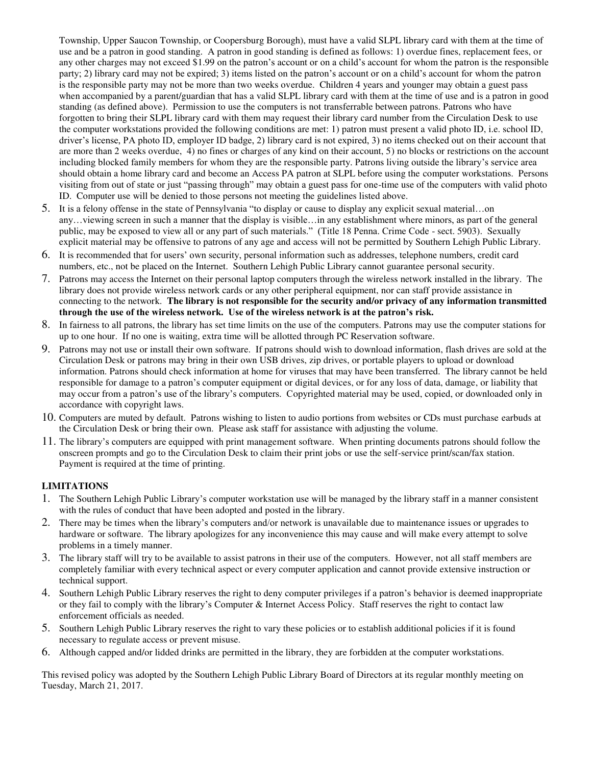Township, Upper Saucon Township, or Coopersburg Borough), must have a valid SLPL library card with them at the time of use and be a patron in good standing. A patron in good standing is defined as follows: 1) overdue fines, replacement fees, or any other charges may not exceed $1.99 on the patron's account or on a child's account for whom the patron is the responsible party; 2) library card may not be expired; 3) items listed on the patron's account or on a child's account for whom the patron is the responsible party may not be more than two weeks overdue. Children 4 years and younger may obtain a guest pass when accompanied by a parent/guardian that has a valid SLPL library card with them at the time of use and is a patron in good standing (as defined above). Permission to use the computers is not transferrable between patrons. Patrons who have forgotten to bring their SLPL library card with them may request their library card number from the Circulation Desk to use the computer workstations provided the following conditions are met: 1) patron must present a valid photo ID, i.e. school ID, driver's license, PA photo ID, employer ID badge, 2) library card is not expired, 3) no items checked out on their account that are more than 2 weeks overdue, 4) no fines or charges of any kind on their account, 5) no blocks or restrictions on the account including blocked family members for whom they are the responsible party. Patrons living outside the library's service area should obtain a home library card and become an Access PA patron at SLPL before using the computer workstations. Persons visiting from out of state or just "passing through" may obtain a guest pass for one-time use of the computers with valid photo ID. Computer use will be denied to those persons not meeting the guidelines listed above.

5. It is a felony offense in the state of Pennsylvania "to display or cause to display any explicit sexual material…on any…viewing screen in such a manner that the display is visible…in any establishment where minors, as part of the general public, may be exposed to view all or any part of such materials." (Title 18 Penna. Crime Code - sect. 5903). Sexually explicit material may be offensive to patrons of any age and access will not be permitted by Southern Lehigh Public Library.
6. It is recommended that for users' own security, personal information such as addresses, telephone numbers, credit card numbers, etc., not be placed on the Internet. Southern Lehigh Public Library cannot guarantee personal security.
7. Patrons may access the Internet on their personal laptop computers through the wireless network installed in the library. The library does not provide wireless network cards or any other peripheral equipment, nor can staff provide assistance in connecting to the network. **The library is not responsible for the security and/or privacy of any information transmitted through the use of the wireless network. Use of the wireless network is at the patron's risk.**
8. In fairness to all patrons, the library has set time limits on the use of the computers. Patrons may use the computer stations for up to one hour. If no one is waiting, extra time will be allotted through PC Reservation software.
9. Patrons may not use or install their own software. If patrons should wish to download information, flash drives are sold at the Circulation Desk or patrons may bring in their own USB drives, zip drives, or portable players to upload or download information. Patrons should check information at home for viruses that may have been transferred. The library cannot be held responsible for damage to a patron's computer equipment or digital devices, or for any loss of data, damage, or liability that may occur from a patron's use of the library's computers. Copyrighted material may be used, copied, or downloaded only in accordance with copyright laws.
10. Computers are muted by default. Patrons wishing to listen to audio portions from websites or CDs must purchase earbuds at the Circulation Desk or bring their own. Please ask staff for assistance with adjusting the volume.
11. The library's computers are equipped with print management software. When printing documents patrons should follow the onscreen prompts and go to the Circulation Desk to claim their print jobs or use the self-service print/scan/fax station. Payment is required at the time of printing.

**LIMITATIONS**

1. The Southern Lehigh Public Library's computer workstation use will be managed by the library staff in a manner consistent with the rules of conduct that have been adopted and posted in the library.
2. There may be times when the library's computers and/or network is unavailable due to maintenance issues or upgrades to hardware or software. The library apologizes for any inconvenience this may cause and will make every attempt to solve problems in a timely manner.
3. The library staff will try to be available to assist patrons in their use of the computers. However, not all staff members are completely familiar with every technical aspect or every computer application and cannot provide extensive instruction or technical support.
4. Southern Lehigh Public Library reserves the right to deny computer privileges if a patron's behavior is deemed inappropriate or they fail to comply with the library's Computer & Internet Access Policy. Staff reserves the right to contact law enforcement officials as needed.
5. Southern Lehigh Public Library reserves the right to vary these policies or to establish additional policies if it is found necessary to regulate access or prevent misuse.
6. Although capped and/or lidded drinks are permitted in the library, they are forbidden at the computer workstations.

This revised policy was adopted by the Southern Lehigh Public Library Board of Directors at its regular monthly meeting on Tuesday, March 21, 2017.